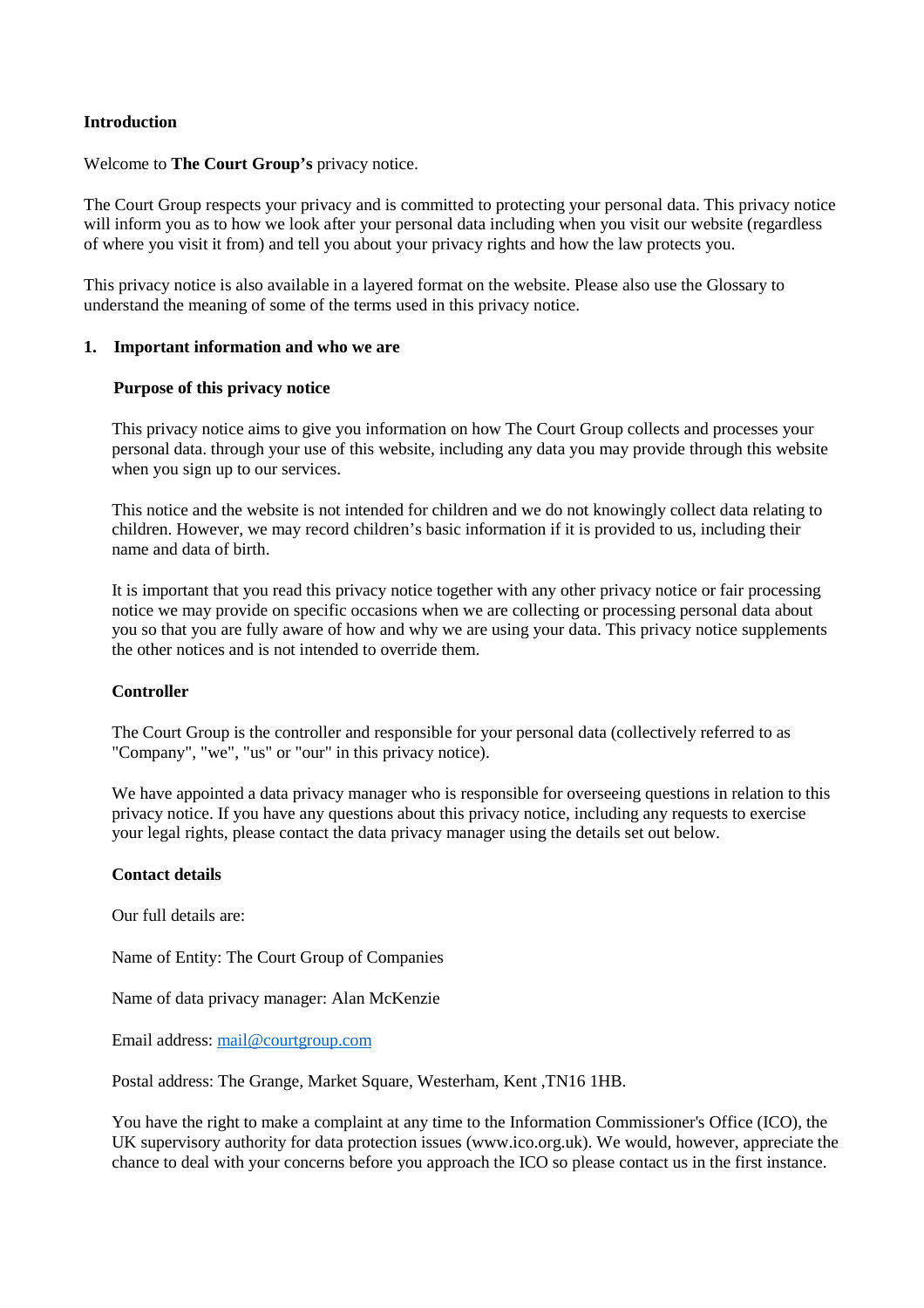**Introduction**

Welcome to **The Court Group's** privacy notice.

The Court Group respects your privacy and is committed to protecting your personal data. This privacy notice will inform you as to how we look after your personal data including when you visit our website (regardless of where you visit it from) and tell you about your privacy rights and how the law protects you.

This privacy notice is also available in a layered format on the website. Please also use the Glossary to understand the meaning of some of the terms used in this privacy notice.

## 1. Important information and who we are

### Purpose of this privacy notice

This privacy notice aims to give you information on how The Court Group collects and processes your personal data. through your use of this website, including any data you may provide through this website when you sign up to our services.

This notice and the website is not intended for children and we do not knowingly collect data relating to children. However, we may record children's basic information if it is provided to us, including their name and data of birth.

It is important that you read this privacy notice together with any other privacy notice or fair processing notice we may provide on specific occasions when we are collecting or processing personal data about you so that you are fully aware of how and why we are using your data. This privacy notice supplements the other notices and is not intended to override them.

### Controller

The Court Group is the controller and responsible for your personal data (collectively referred to as "Company", "we", "us" or "our" in this privacy notice).

We have appointed a data privacy manager who is responsible for overseeing questions in relation to this privacy notice. If you have any questions about this privacy notice, including any requests to exercise your legal rights, please contact the data privacy manager using the details set out below.

### Contact details

Our full details are:

Name of Entity: The Court Group of Companies

Name of data privacy manager: Alan McKenzie

Email address: [mail@courtgroup.com](mailto:mail@courtgroup.com)

Postal address: The Grange, Market Square, Westerham, Kent ,TN16 1HB.

You have the right to make a complaint at any time to the Information Commissioner's Office (ICO), the UK supervisory authority for data protection issues (www.ico.org.uk). We would, however, appreciate the chance to deal with your concerns before you approach the ICO so please contact us in the first instance.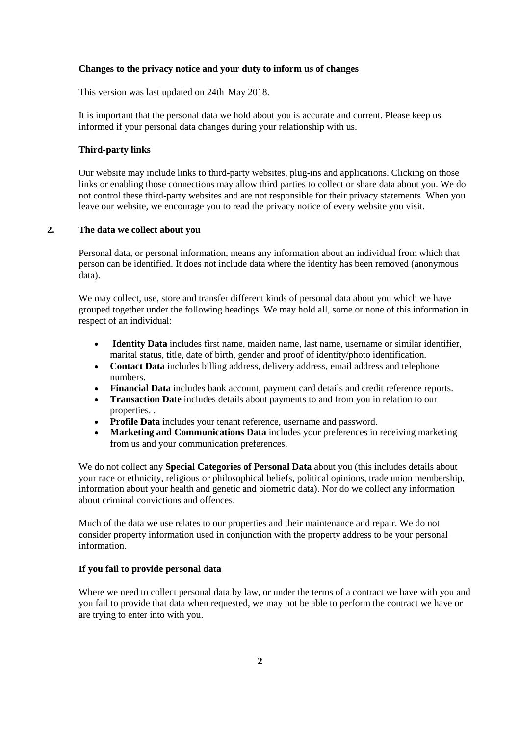**Changes to the privacy notice and your duty to inform us of changes**

This version was last updated on 24th May 2018.

It is important that the personal data we hold about you is accurate and current. Please keep us informed if your personal data changes during your relationship with us.

**Third-party links**

Our website may include links to third-party websites, plug-ins and applications. Clicking on those links or enabling those connections may allow third parties to collect or share data about you. We do not control these third-party websites and are not responsible for their privacy statements. When you leave our website, we encourage you to read the privacy notice of every website you visit.

## 2. The data we collect about you

Personal data, or personal information, means any information about an individual from which that person can be identified. It does not include data where the identity has been removed (anonymous data).

We may collect, use, store and transfer different kinds of personal data about you which we have grouped together under the following headings. We may hold all, some or none of this information in respect of an individual:

- **Identity Data** includes first name, maiden name, last name, username or similar identifier, marital status, title, date of birth, gender and proof of identity/photo identification.
- **Contact Data** includes billing address, delivery address, email address and telephone numbers.
- **Financial Data** includes bank account, payment card details and credit reference reports.
- **Transaction Date** includes details about payments to and from you in relation to our properties. .
- **Profile Data** includes your tenant reference, username and password.
- **Marketing and Communications Data** includes your preferences in receiving marketing from us and your communication preferences.

We do not collect any **Special Categories of Personal Data** about you (this includes details about your race or ethnicity, religious or philosophical beliefs, political opinions, trade union membership, information about your health and genetic and biometric data). Nor do we collect any information about criminal convictions and offences.

Much of the data we use relates to our properties and their maintenance and repair. We do not consider property information used in conjunction with the property address to be your personal information.

**If you fail to provide personal data**

Where we need to collect personal data by law, or under the terms of a contract we have with you and you fail to provide that data when requested, we may not be able to perform the contract we have or are trying to enter into with you.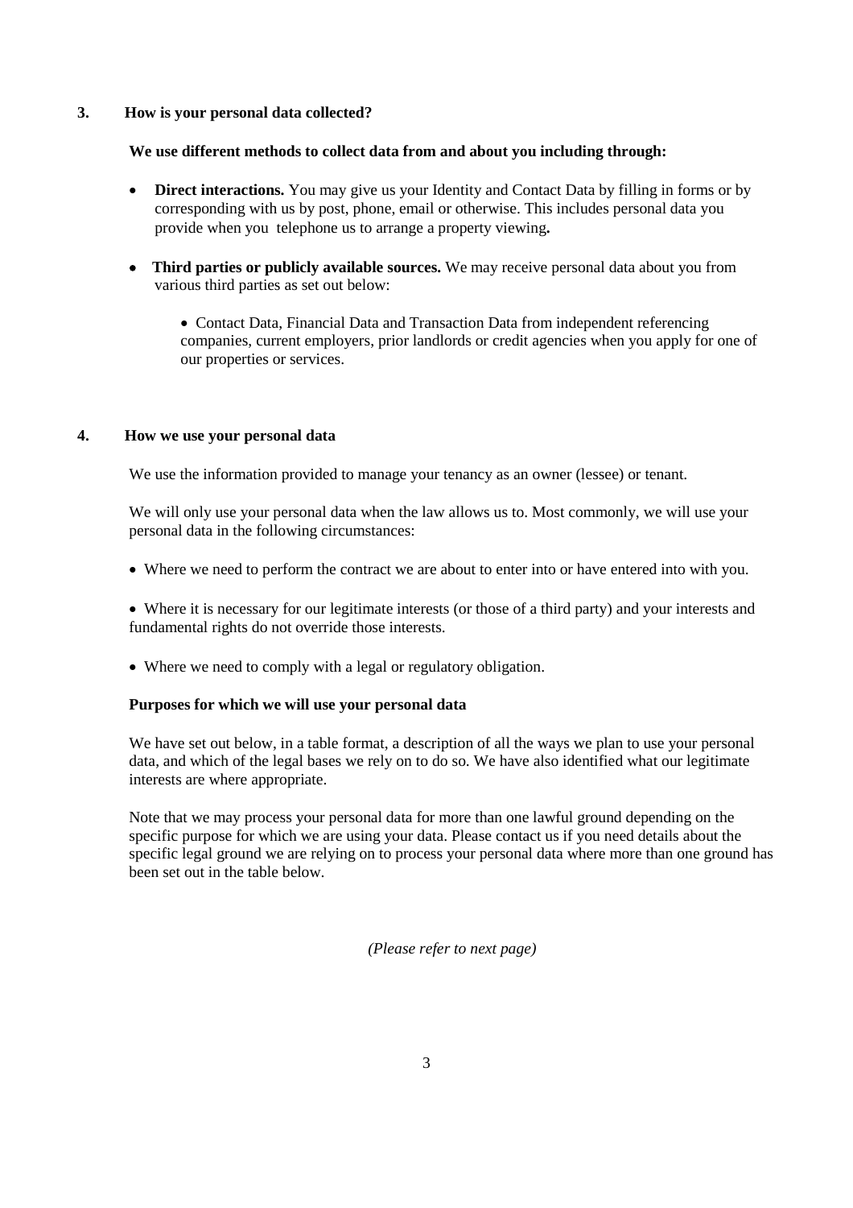## 3. How is your personal data collected?

**We use different methods to collect data from and about you including through:**

- **Direct interactions.** You may give us your Identity and Contact Data by filling in forms or by corresponding with us by post, phone, email or otherwise. This includes personal data you provide when you telephone us to arrange a property viewing**.**

- **Third parties or publicly available sources.** We may receive personal data about you from various third parties as set out below:

    - Contact Data, Financial Data and Transaction Data from independent referencing companies, current employers, prior landlords or credit agencies when you apply for one of our properties or services.

## 4. How we use your personal data

We use the information provided to manage your tenancy as an owner (lessee) or tenant.

We will only use your personal data when the law allows us to. Most commonly, we will use your personal data in the following circumstances:

- Where we need to perform the contract we are about to enter into or have entered into with you.

- Where it is necessary for our legitimate interests (or those of a third party) and your interests and fundamental rights do not override those interests.

- Where we need to comply with a legal or regulatory obligation.

**Purposes for which we will use your personal data**

We have set out below, in a table format, a description of all the ways we plan to use your personal data, and which of the legal bases we rely on to do so. We have also identified what our legitimate interests are where appropriate.

Note that we may process your personal data for more than one lawful ground depending on the specific purpose for which we are using your data. Please contact us if you need details about the specific legal ground we are relying on to process your personal data where more than one ground has been set out in the table below.

*(Please refer to next page)*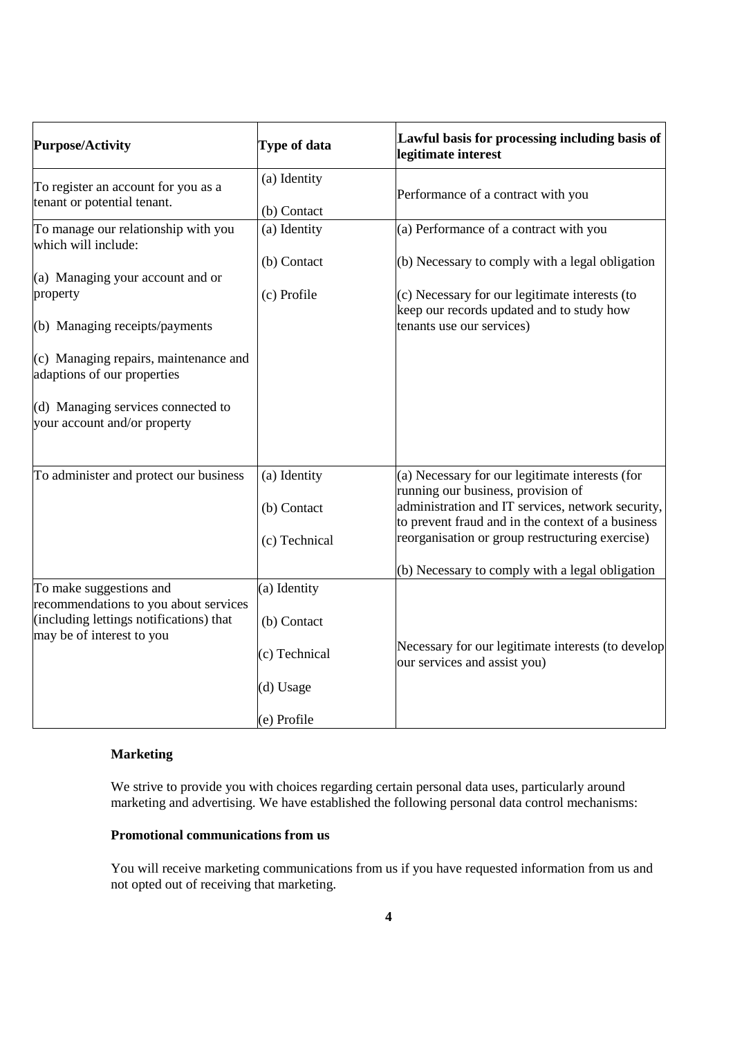| Purpose/Activity | Type of data | Lawful basis for processing including basis of legitimate interest |
|---|---|---|
| To register an account for you as a tenant or potential tenant. | (a) Identity<br><br>(b) Contact | Performance of a contract with you |
| To manage our relationship with you which will include:<br><br>(a) Managing your account and or property<br><br>(b) Managing receipts/payments<br><br>(c) Managing repairs, maintenance and adaptions of our properties<br><br>(d) Managing services connected to your account and/or property | (a) Identity<br><br>(b) Contact<br><br>(c) Profile | (a) Performance of a contract with you<br><br>(b) Necessary to comply with a legal obligation<br><br>(c) Necessary for our legitimate interests (to keep our records updated and to study how tenants use our services) |
| To administer and protect our business | (a) Identity<br><br>(b) Contact<br><br>(c) Technical | (a) Necessary for our legitimate interests (for running our business, provision of administration and IT services, network security, to prevent fraud and in the context of a business reorganisation or group restructuring exercise)<br><br>(b) Necessary to comply with a legal obligation |
| To make suggestions and recommendations to you about services (including lettings notifications) that may be of interest to you | (a) Identity<br><br>(b) Contact<br><br>(c) Technical<br><br>(d) Usage<br><br>(e) Profile | Necessary for our legitimate interests (to develop our services and assist you) |

**Marketing**

We strive to provide you with choices regarding certain personal data uses, particularly around marketing and advertising. We have established the following personal data control mechanisms:

**Promotional communications from us**

You will receive marketing communications from us if you have requested information from us and not opted out of receiving that marketing.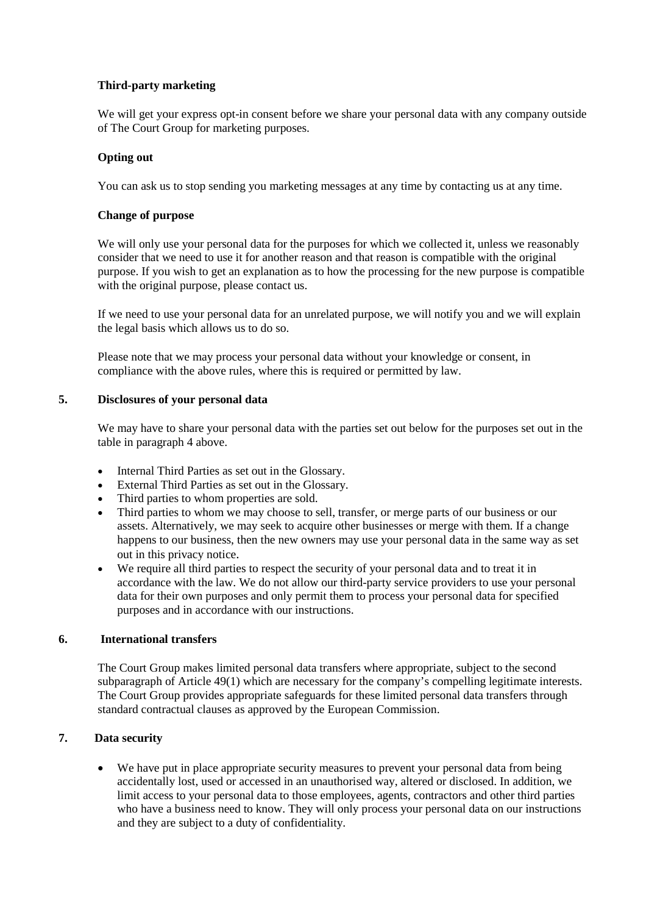**Third-party marketing**

We will get your express opt-in consent before we share your personal data with any company outside of The Court Group for marketing purposes.

**Opting out**

You can ask us to stop sending you marketing messages at any time by contacting us at any time.

**Change of purpose**

We will only use your personal data for the purposes for which we collected it, unless we reasonably consider that we need to use it for another reason and that reason is compatible with the original purpose. If you wish to get an explanation as to how the processing for the new purpose is compatible with the original purpose, please contact us.

If we need to use your personal data for an unrelated purpose, we will notify you and we will explain the legal basis which allows us to do so.

Please note that we may process your personal data without your knowledge or consent, in compliance with the above rules, where this is required or permitted by law.

## 5. Disclosures of your personal data

We may have to share your personal data with the parties set out below for the purposes set out in the table in paragraph 4 above.

- Internal Third Parties as set out in the Glossary.
- External Third Parties as set out in the Glossary.
- Third parties to whom properties are sold.
- Third parties to whom we may choose to sell, transfer, or merge parts of our business or our assets. Alternatively, we may seek to acquire other businesses or merge with them. If a change happens to our business, then the new owners may use your personal data in the same way as set out in this privacy notice.
- We require all third parties to respect the security of your personal data and to treat it in accordance with the law. We do not allow our third-party service providers to use your personal data for their own purposes and only permit them to process your personal data for specified purposes and in accordance with our instructions.

## 6. International transfers

The Court Group makes limited personal data transfers where appropriate, subject to the second subparagraph of Article 49(1) which are necessary for the company's compelling legitimate interests. The Court Group provides appropriate safeguards for these limited personal data transfers through standard contractual clauses as approved by the European Commission.

## 7. Data security

- We have put in place appropriate security measures to prevent your personal data from being accidentally lost, used or accessed in an unauthorised way, altered or disclosed. In addition, we limit access to your personal data to those employees, agents, contractors and other third parties who have a business need to know. They will only process your personal data on our instructions and they are subject to a duty of confidentiality.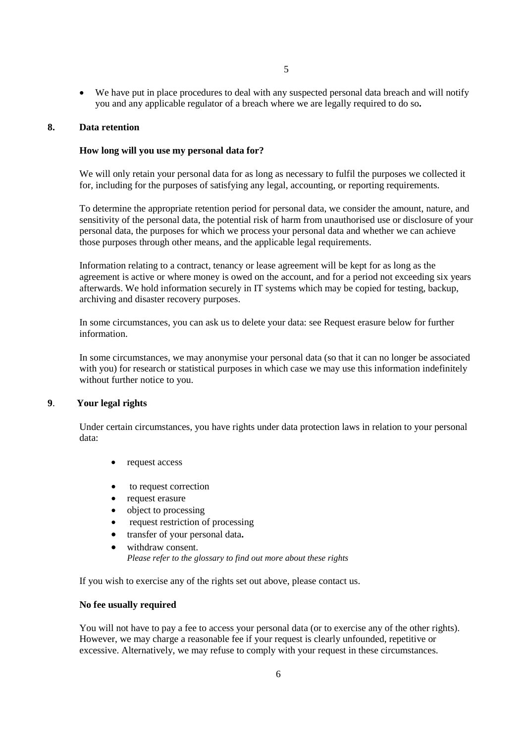- We have put in place procedures to deal with any suspected personal data breach and will notify you and any applicable regulator of a breach where we are legally required to do so**.**

## 8. Data retention

**How long will you use my personal data for?**

We will only retain your personal data for as long as necessary to fulfil the purposes we collected it for, including for the purposes of satisfying any legal, accounting, or reporting requirements.

To determine the appropriate retention period for personal data, we consider the amount, nature, and sensitivity of the personal data, the potential risk of harm from unauthorised use or disclosure of your personal data, the purposes for which we process your personal data and whether we can achieve those purposes through other means, and the applicable legal requirements.

Information relating to a contract, tenancy or lease agreement will be kept for as long as the agreement is active or where money is owed on the account, and for a period not exceeding six years afterwards. We hold information securely in IT systems which may be copied for testing, backup, archiving and disaster recovery purposes.

In some circumstances, you can ask us to delete your data: see Request erasure below for further information.

In some circumstances, we may anonymise your personal data (so that it can no longer be associated with you) for research or statistical purposes in which case we may use this information indefinitely without further notice to you.

## 9. Your legal rights

Under certain circumstances, you have rights under data protection laws in relation to your personal data:

- request access
- to request correction
- request erasure
- object to processing
- request restriction of processing
- transfer of your personal data**.**
- withdraw consent.
  *Please refer to the glossary to find out more about these rights*

If you wish to exercise any of the rights set out above, please contact us.

**No fee usually required**

You will not have to pay a fee to access your personal data (or to exercise any of the other rights). However, we may charge a reasonable fee if your request is clearly unfounded, repetitive or excessive. Alternatively, we may refuse to comply with your request in these circumstances.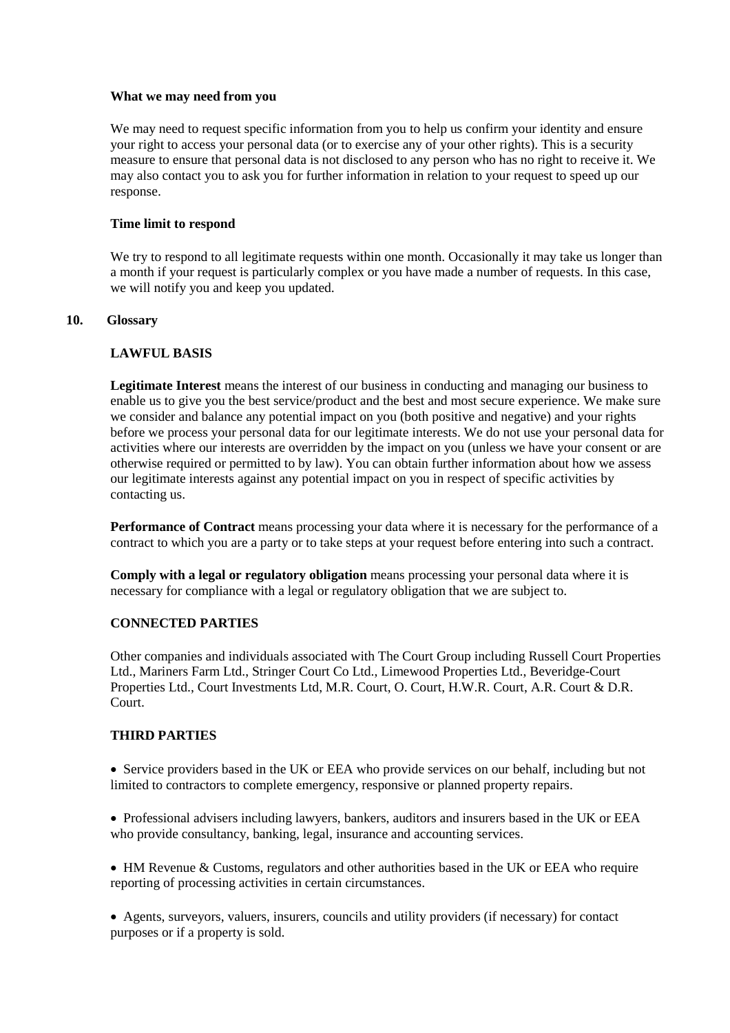**What we may need from you**

We may need to request specific information from you to help us confirm your identity and ensure your right to access your personal data (or to exercise any of your other rights). This is a security measure to ensure that personal data is not disclosed to any person who has no right to receive it. We may also contact you to ask you for further information in relation to your request to speed up our response.

**Time limit to respond**

We try to respond to all legitimate requests within one month. Occasionally it may take us longer than a month if your request is particularly complex or you have made a number of requests. In this case, we will notify you and keep you updated.

## 10. Glossary

**LAWFUL BASIS**

**Legitimate Interest** means the interest of our business in conducting and managing our business to enable us to give you the best service/product and the best and most secure experience. We make sure we consider and balance any potential impact on you (both positive and negative) and your rights before we process your personal data for our legitimate interests. We do not use your personal data for activities where our interests are overridden by the impact on you (unless we have your consent or are otherwise required or permitted to by law). You can obtain further information about how we assess our legitimate interests against any potential impact on you in respect of specific activities by contacting us.

**Performance of Contract** means processing your data where it is necessary for the performance of a contract to which you are a party or to take steps at your request before entering into such a contract.

**Comply with a legal or regulatory obligation** means processing your personal data where it is necessary for compliance with a legal or regulatory obligation that we are subject to.

**CONNECTED PARTIES**

Other companies and individuals associated with The Court Group including Russell Court Properties Ltd., Mariners Farm Ltd., Stringer Court Co Ltd., Limewood Properties Ltd., Beveridge-Court Properties Ltd., Court Investments Ltd, M.R. Court, O. Court, H.W.R. Court, A.R. Court & D.R. Court.

**THIRD PARTIES**

- Service providers based in the UK or EEA who provide services on our behalf, including but not limited to contractors to complete emergency, responsive or planned property repairs.

- Professional advisers including lawyers, bankers, auditors and insurers based in the UK or EEA who provide consultancy, banking, legal, insurance and accounting services.

- HM Revenue & Customs, regulators and other authorities based in the UK or EEA who require reporting of processing activities in certain circumstances.

- Agents, surveyors, valuers, insurers, councils and utility providers (if necessary) for contact purposes or if a property is sold.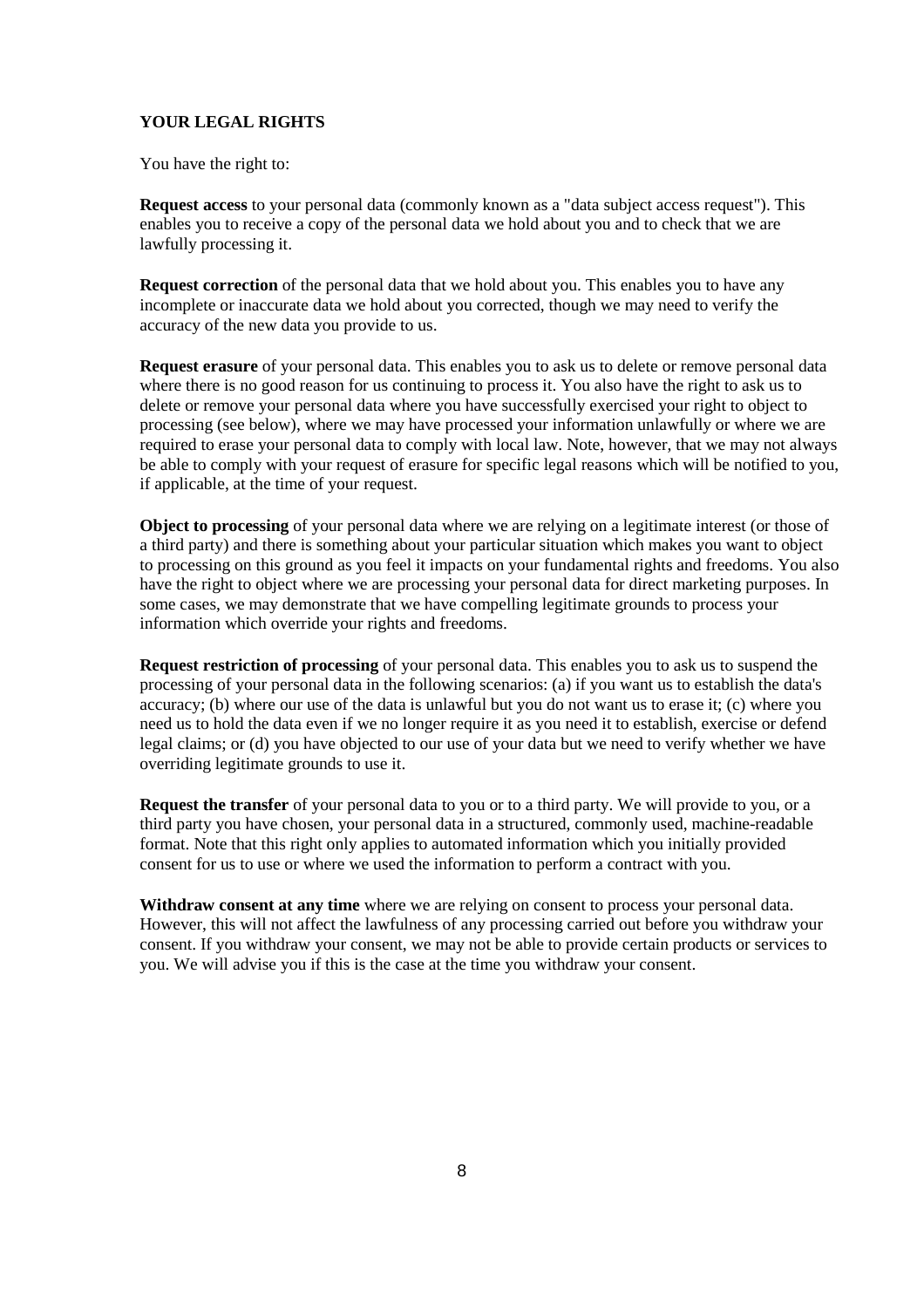**YOUR LEGAL RIGHTS**

You have the right to:

**Request access** to your personal data (commonly known as a "data subject access request"). This enables you to receive a copy of the personal data we hold about you and to check that we are lawfully processing it.

**Request correction** of the personal data that we hold about you. This enables you to have any incomplete or inaccurate data we hold about you corrected, though we may need to verify the accuracy of the new data you provide to us.

**Request erasure** of your personal data. This enables you to ask us to delete or remove personal data where there is no good reason for us continuing to process it. You also have the right to ask us to delete or remove your personal data where you have successfully exercised your right to object to processing (see below), where we may have processed your information unlawfully or where we are required to erase your personal data to comply with local law. Note, however, that we may not always be able to comply with your request of erasure for specific legal reasons which will be notified to you, if applicable, at the time of your request.

**Object to processing** of your personal data where we are relying on a legitimate interest (or those of a third party) and there is something about your particular situation which makes you want to object to processing on this ground as you feel it impacts on your fundamental rights and freedoms. You also have the right to object where we are processing your personal data for direct marketing purposes. In some cases, we may demonstrate that we have compelling legitimate grounds to process your information which override your rights and freedoms.

**Request restriction of processing** of your personal data. This enables you to ask us to suspend the processing of your personal data in the following scenarios: (a) if you want us to establish the data's accuracy; (b) where our use of the data is unlawful but you do not want us to erase it; (c) where you need us to hold the data even if we no longer require it as you need it to establish, exercise or defend legal claims; or (d) you have objected to our use of your data but we need to verify whether we have overriding legitimate grounds to use it.

**Request the transfer** of your personal data to you or to a third party. We will provide to you, or a third party you have chosen, your personal data in a structured, commonly used, machine-readable format. Note that this right only applies to automated information which you initially provided consent for us to use or where we used the information to perform a contract with you.

**Withdraw consent at any time** where we are relying on consent to process your personal data. However, this will not affect the lawfulness of any processing carried out before you withdraw your consent. If you withdraw your consent, we may not be able to provide certain products or services to you. We will advise you if this is the case at the time you withdraw your consent.